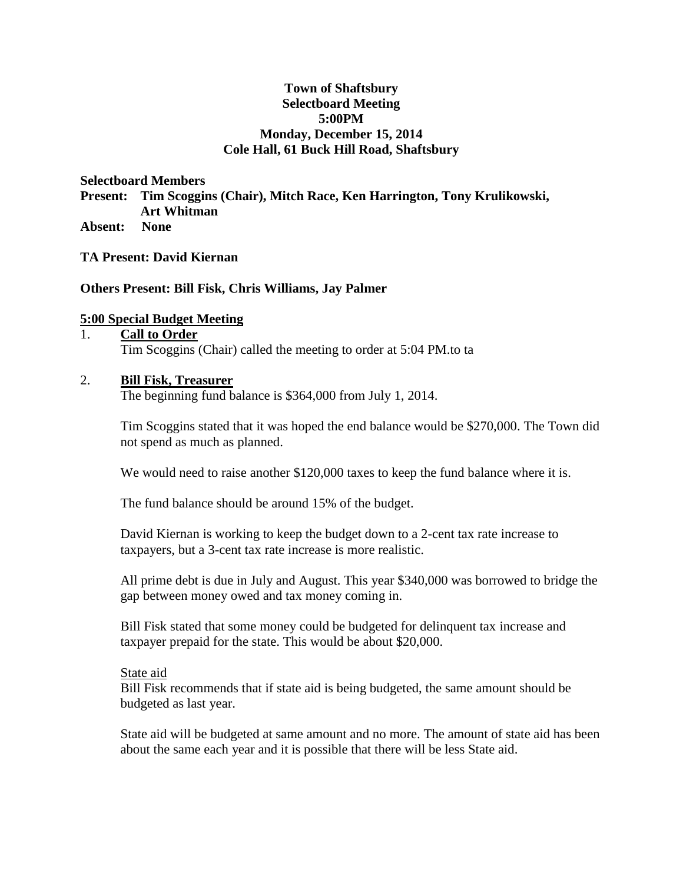**Town of Shaftsbury**
**Selectboard Meeting**
**5:00PM**
**Monday, December 15, 2014**
**Cole Hall, 61 Buck Hill Road, Shaftsbury**

**Selectboard Members**
**Present: Tim Scoggins (Chair), Mitch Race, Ken Harrington, Tony Krulikowski, Art Whitman**
**Absent: None**

**TA Present: David Kiernan**

**Others Present: Bill Fisk, Chris Williams, Jay Palmer**

**5:00 Special Budget Meeting**

1. **Call to Order**
   Tim Scoggins (Chair) called the meeting to order at 5:04 PM.to ta

2. **Bill Fisk, Treasurer**
   The beginning fund balance is $364,000 from July 1, 2014.

   Tim Scoggins stated that it was hoped the end balance would be $270,000. The Town did not spend as much as planned.

   We would need to raise another $120,000 taxes to keep the fund balance where it is.

   The fund balance should be around 15% of the budget.

   David Kiernan is working to keep the budget down to a 2-cent tax rate increase to taxpayers, but a 3-cent tax rate increase is more realistic.

   All prime debt is due in July and August. This year $340,000 was borrowed to bridge the gap between money owed and tax money coming in.

   Bill Fisk stated that some money could be budgeted for delinquent tax increase and taxpayer prepaid for the state. This would be about $20,000.

   State aid
   Bill Fisk recommends that if state aid is being budgeted, the same amount should be budgeted as last year.

   State aid will be budgeted at same amount and no more. The amount of state aid has been about the same each year and it is possible that there will be less State aid.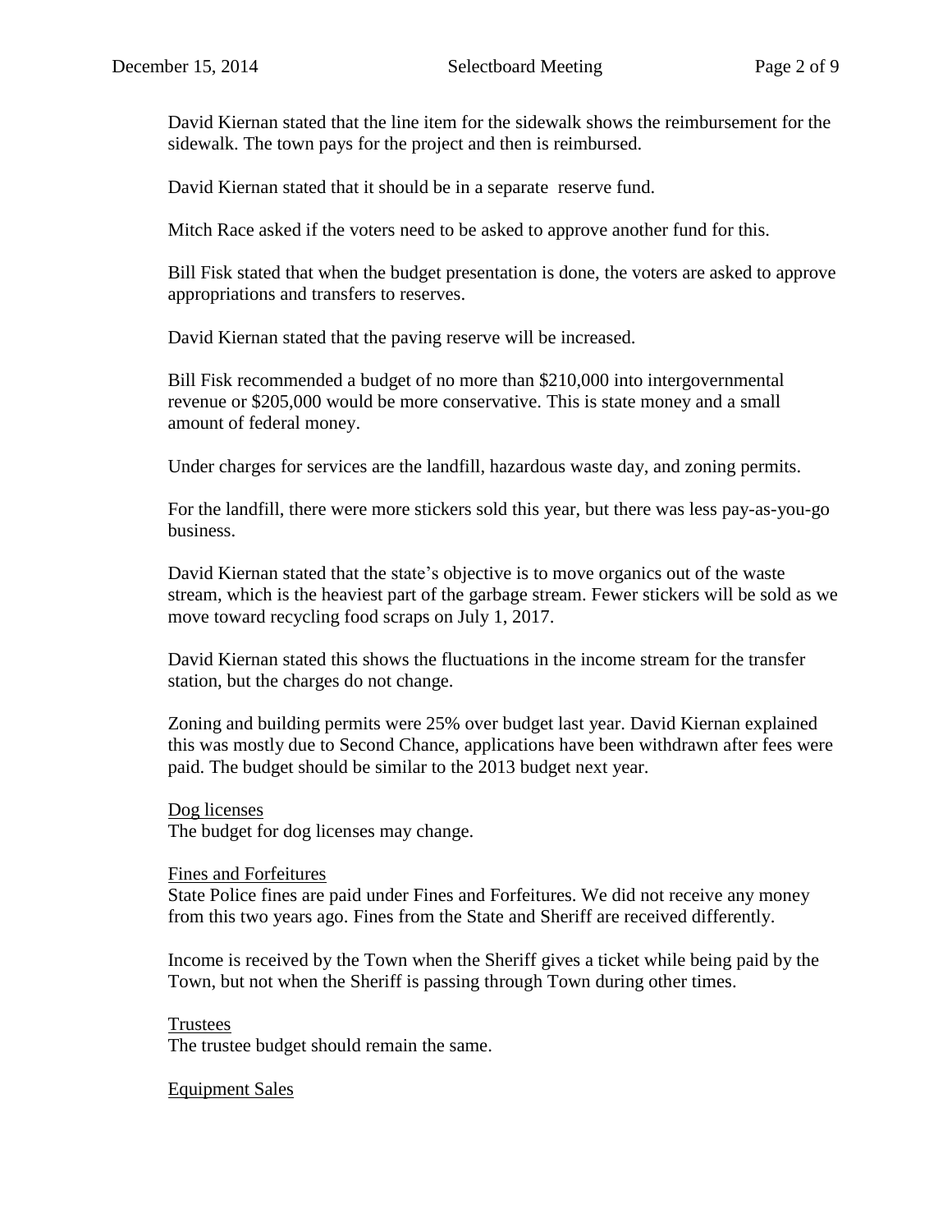David Kiernan stated that the line item for the sidewalk shows the reimbursement for the sidewalk. The town pays for the project and then is reimbursed.

David Kiernan stated that it should be in a separate reserve fund.

Mitch Race asked if the voters need to be asked to approve another fund for this.

Bill Fisk stated that when the budget presentation is done, the voters are asked to approve appropriations and transfers to reserves.

David Kiernan stated that the paving reserve will be increased.

Bill Fisk recommended a budget of no more than $210,000 into intergovernmental revenue or $205,000 would be more conservative. This is state money and a small amount of federal money.

Under charges for services are the landfill, hazardous waste day, and zoning permits.

For the landfill, there were more stickers sold this year, but there was less pay-as-you-go business.

David Kiernan stated that the state's objective is to move organics out of the waste stream, which is the heaviest part of the garbage stream. Fewer stickers will be sold as we move toward recycling food scraps on July 1, 2017.

David Kiernan stated this shows the fluctuations in the income stream for the transfer station, but the charges do not change.

Zoning and building permits were 25% over budget last year. David Kiernan explained this was mostly due to Second Chance, applications have been withdrawn after fees were paid. The budget should be similar to the 2013 budget next year.

<u>Dog licenses</u>
The budget for dog licenses may change.

<u>Fines and Forfeitures</u>
State Police fines are paid under Fines and Forfeitures. We did not receive any money from this two years ago. Fines from the State and Sheriff are received differently.

Income is received by the Town when the Sheriff gives a ticket while being paid by the Town, but not when the Sheriff is passing through Town during other times.

<u>Trustees</u>
The trustee budget should remain the same.

<u>Equipment Sales</u>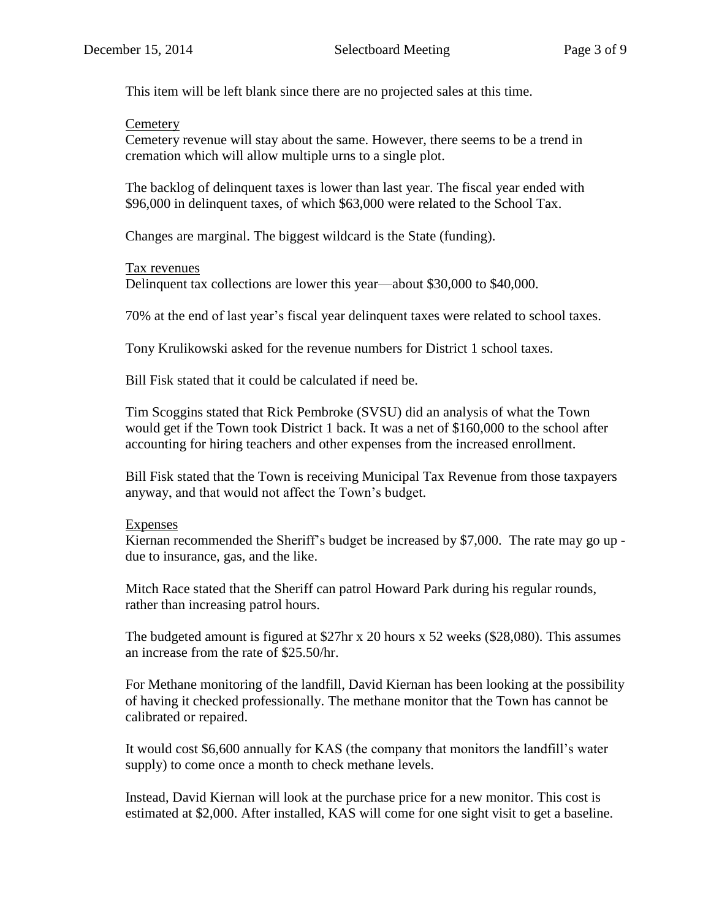This item will be left blank since there are no projected sales at this time.

Cemetery

Cemetery revenue will stay about the same. However, there seems to be a trend in cremation which will allow multiple urns to a single plot.

The backlog of delinquent taxes is lower than last year. The fiscal year ended with $96,000 in delinquent taxes, of which $63,000 were related to the School Tax.

Changes are marginal. The biggest wildcard is the State (funding).

Tax revenues

Delinquent tax collections are lower this year—about $30,000 to $40,000.

70% at the end of last year's fiscal year delinquent taxes were related to school taxes.

Tony Krulikowski asked for the revenue numbers for District 1 school taxes.

Bill Fisk stated that it could be calculated if need be.

Tim Scoggins stated that Rick Pembroke (SVSU) did an analysis of what the Town would get if the Town took District 1 back. It was a net of $160,000 to the school after accounting for hiring teachers and other expenses from the increased enrollment.

Bill Fisk stated that the Town is receiving Municipal Tax Revenue from those taxpayers anyway, and that would not affect the Town's budget.

Expenses

Kiernan recommended the Sheriff's budget be increased by $7,000. The rate may go up - due to insurance, gas, and the like.

Mitch Race stated that the Sheriff can patrol Howard Park during his regular rounds, rather than increasing patrol hours.

The budgeted amount is figured at $27hr x 20 hours x 52 weeks ($28,080). This assumes an increase from the rate of $25.50/hr.

For Methane monitoring of the landfill, David Kiernan has been looking at the possibility of having it checked professionally. The methane monitor that the Town has cannot be calibrated or repaired.

It would cost $6,600 annually for KAS (the company that monitors the landfill's water supply) to come once a month to check methane levels.

Instead, David Kiernan will look at the purchase price for a new monitor. This cost is estimated at $2,000. After installed, KAS will come for one sight visit to get a baseline.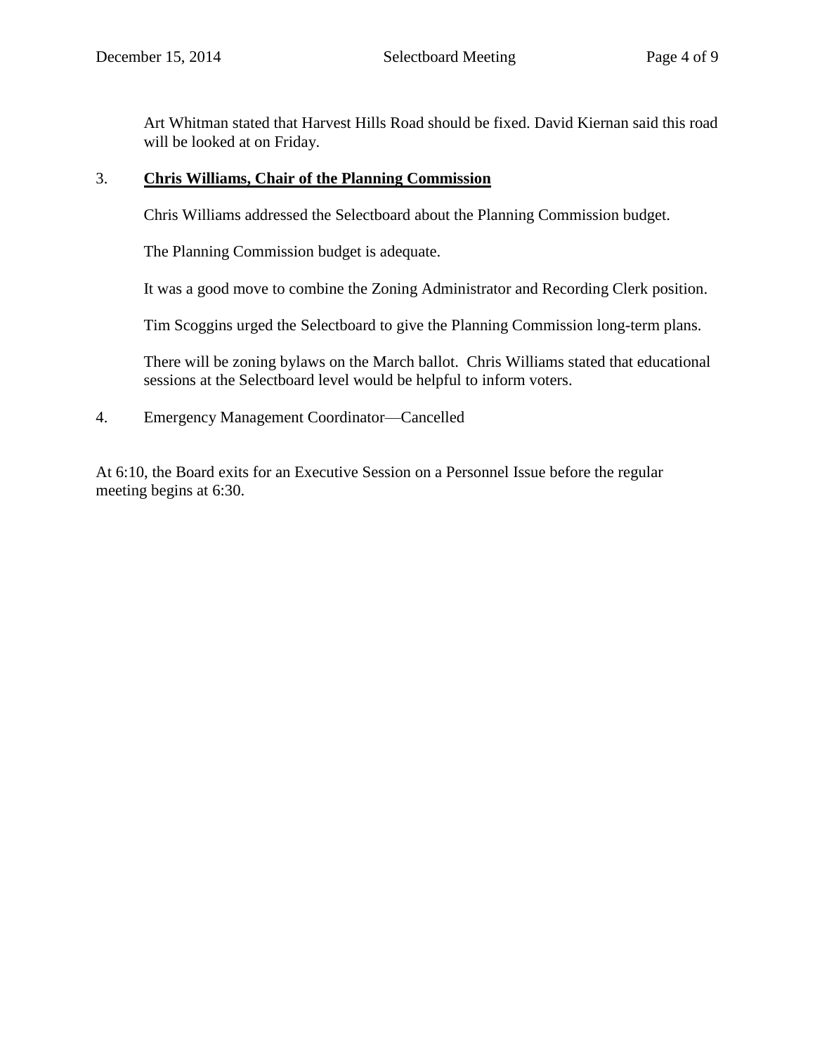Art Whitman stated that Harvest Hills Road should be fixed. David Kiernan said this road will be looked at on Friday.

3. **Chris Williams, Chair of the Planning Commission**

   Chris Williams addressed the Selectboard about the Planning Commission budget.

   The Planning Commission budget is adequate.

   It was a good move to combine the Zoning Administrator and Recording Clerk position.

   Tim Scoggins urged the Selectboard to give the Planning Commission long-term plans.

   There will be zoning bylaws on the March ballot. Chris Williams stated that educational sessions at the Selectboard level would be helpful to inform voters.

4. Emergency Management Coordinator—Cancelled

At 6:10, the Board exits for an Executive Session on a Personnel Issue before the regular meeting begins at 6:30.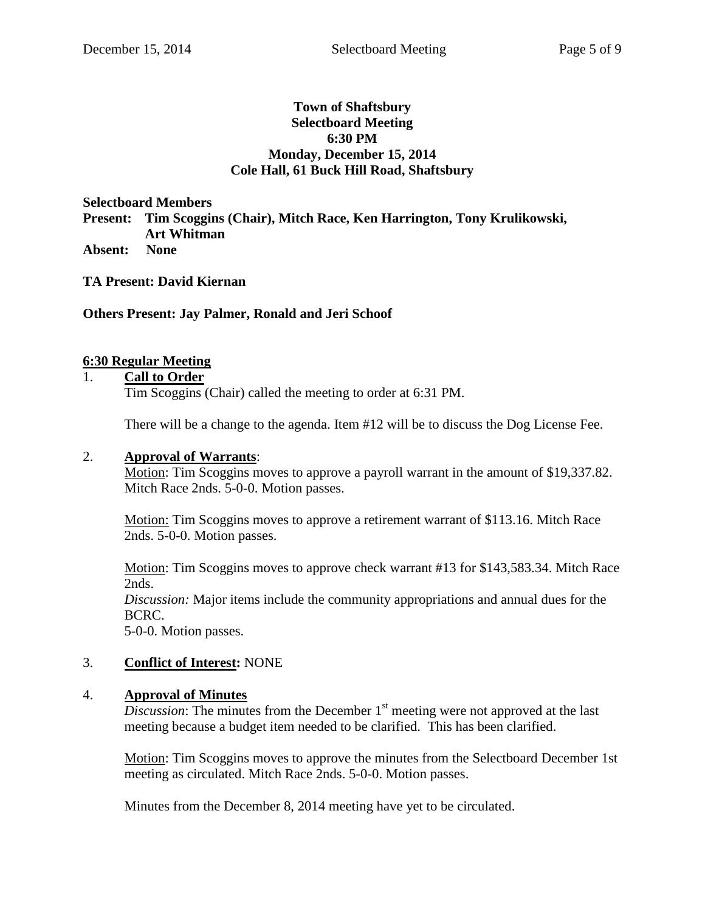**Town of Shaftsbury**
**Selectboard Meeting**
**6:30 PM**
**Monday, December 15, 2014**
**Cole Hall, 61 Buck Hill Road, Shaftsbury**

**Selectboard Members**
**Present: Tim Scoggins (Chair), Mitch Race, Ken Harrington, Tony Krulikowski, Art Whitman**
**Absent: None**

**TA Present: David Kiernan**

**Others Present: Jay Palmer, Ronald and Jeri Schoof**

## 6:30 Regular Meeting

1. **Call to Order**

   Tim Scoggins (Chair) called the meeting to order at 6:31 PM.

   There will be a change to the agenda. Item #12 will be to discuss the Dog License Fee.

2. **Approval of Warrants**:

   Motion: Tim Scoggins moves to approve a payroll warrant in the amount of $19,337.82. Mitch Race 2nds. 5-0-0. Motion passes.

   Motion: Tim Scoggins moves to approve a retirement warrant of $113.16. Mitch Race 2nds. 5-0-0. Motion passes.

   Motion: Tim Scoggins moves to approve check warrant #13 for $143,583.34. Mitch Race 2nds.
   *Discussion:* Major items include the community appropriations and annual dues for the BCRC.
   5-0-0. Motion passes.

3. **Conflict of Interest:** NONE

4. **Approval of Minutes**

   *Discussion*: The minutes from the December 1st meeting were not approved at the last meeting because a budget item needed to be clarified. This has been clarified.

   Motion: Tim Scoggins moves to approve the minutes from the Selectboard December 1st meeting as circulated. Mitch Race 2nds. 5-0-0. Motion passes.

   Minutes from the December 8, 2014 meeting have yet to be circulated.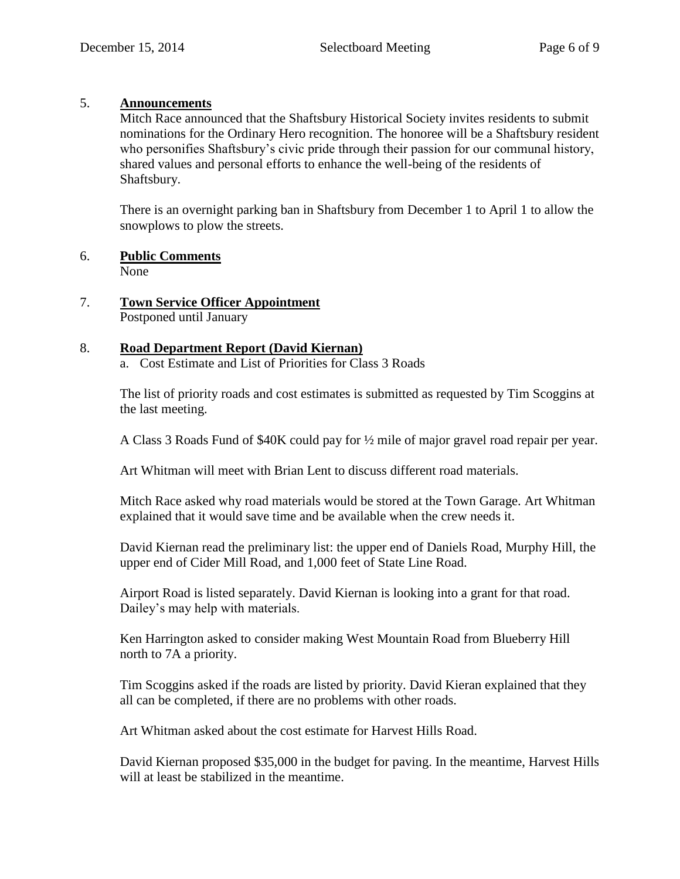5. **Announcements**

   Mitch Race announced that the Shaftsbury Historical Society invites residents to submit nominations for the Ordinary Hero recognition. The honoree will be a Shaftsbury resident who personifies Shaftsbury's civic pride through their passion for our communal history, shared values and personal efforts to enhance the well-being of the residents of Shaftsbury.

   There is an overnight parking ban in Shaftsbury from December 1 to April 1 to allow the snowplows to plow the streets.

6. **Public Comments**

   None

7. **Town Service Officer Appointment**

   Postponed until January

8. **Road Department Report (David Kiernan)**

   a. Cost Estimate and List of Priorities for Class 3 Roads

   The list of priority roads and cost estimates is submitted as requested by Tim Scoggins at the last meeting.

   A Class 3 Roads Fund of $40K could pay for ½ mile of major gravel road repair per year.

   Art Whitman will meet with Brian Lent to discuss different road materials.

   Mitch Race asked why road materials would be stored at the Town Garage. Art Whitman explained that it would save time and be available when the crew needs it.

   David Kiernan read the preliminary list: the upper end of Daniels Road, Murphy Hill, the upper end of Cider Mill Road, and 1,000 feet of State Line Road.

   Airport Road is listed separately. David Kiernan is looking into a grant for that road. Dailey's may help with materials.

   Ken Harrington asked to consider making West Mountain Road from Blueberry Hill north to 7A a priority.

   Tim Scoggins asked if the roads are listed by priority. David Kieran explained that they all can be completed, if there are no problems with other roads.

   Art Whitman asked about the cost estimate for Harvest Hills Road.

   David Kiernan proposed $35,000 in the budget for paving. In the meantime, Harvest Hills will at least be stabilized in the meantime.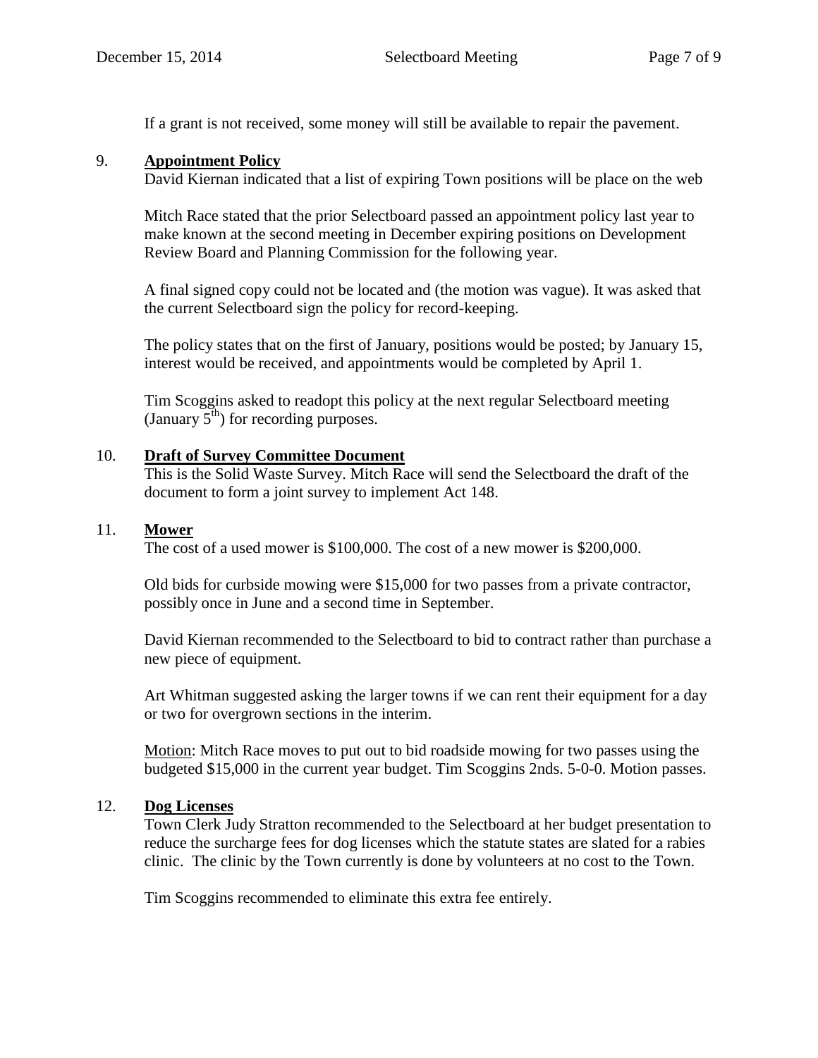If a grant is not received, some money will still be available to repair the pavement.

9. **Appointment Policy**

David Kiernan indicated that a list of expiring Town positions will be place on the web

Mitch Race stated that the prior Selectboard passed an appointment policy last year to make known at the second meeting in December expiring positions on Development Review Board and Planning Commission for the following year.

A final signed copy could not be located and (the motion was vague). It was asked that the current Selectboard sign the policy for record-keeping.

The policy states that on the first of January, positions would be posted; by January 15, interest would be received, and appointments would be completed by April 1.

Tim Scoggins asked to readopt this policy at the next regular Selectboard meeting (January 5th) for recording purposes.

10. **Draft of Survey Committee Document**

This is the Solid Waste Survey. Mitch Race will send the Selectboard the draft of the document to form a joint survey to implement Act 148.

11. **Mower**

The cost of a used mower is $100,000. The cost of a new mower is $200,000.

Old bids for curbside mowing were $15,000 for two passes from a private contractor, possibly once in June and a second time in September.

David Kiernan recommended to the Selectboard to bid to contract rather than purchase a new piece of equipment.

Art Whitman suggested asking the larger towns if we can rent their equipment for a day or two for overgrown sections in the interim.

Motion: Mitch Race moves to put out to bid roadside mowing for two passes using the budgeted $15,000 in the current year budget. Tim Scoggins 2nds. 5-0-0. Motion passes.

12. **Dog Licenses**

Town Clerk Judy Stratton recommended to the Selectboard at her budget presentation to reduce the surcharge fees for dog licenses which the statute states are slated for a rabies clinic. The clinic by the Town currently is done by volunteers at no cost to the Town.

Tim Scoggins recommended to eliminate this extra fee entirely.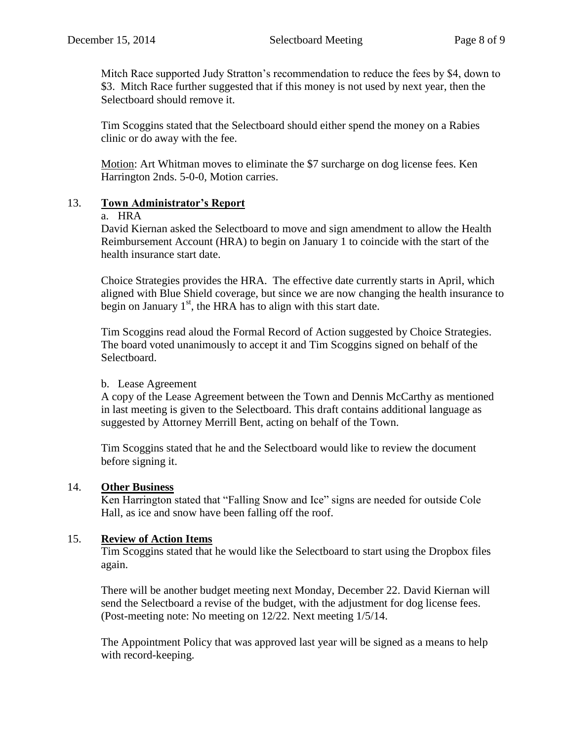Mitch Race supported Judy Stratton's recommendation to reduce the fees by $4, down to $3. Mitch Race further suggested that if this money is not used by next year, then the Selectboard should remove it.

Tim Scoggins stated that the Selectboard should either spend the money on a Rabies clinic or do away with the fee.

<u>Motion</u>: Art Whitman moves to eliminate the $7 surcharge on dog license fees. Ken Harrington 2nds. 5-0-0, Motion carries.

## 13. **Town Administrator's Report**

a. HRA

David Kiernan asked the Selectboard to move and sign amendment to allow the Health Reimbursement Account (HRA) to begin on January 1 to coincide with the start of the health insurance start date.

Choice Strategies provides the HRA. The effective date currently starts in April, which aligned with Blue Shield coverage, but since we are now changing the health insurance to begin on January 1st, the HRA has to align with this start date.

Tim Scoggins read aloud the Formal Record of Action suggested by Choice Strategies. The board voted unanimously to accept it and Tim Scoggins signed on behalf of the Selectboard.

b. Lease Agreement

A copy of the Lease Agreement between the Town and Dennis McCarthy as mentioned in last meeting is given to the Selectboard. This draft contains additional language as suggested by Attorney Merrill Bent, acting on behalf of the Town.

Tim Scoggins stated that he and the Selectboard would like to review the document before signing it.

## 14. **Other Business**

Ken Harrington stated that "Falling Snow and Ice" signs are needed for outside Cole Hall, as ice and snow have been falling off the roof.

## 15. **Review of Action Items**

Tim Scoggins stated that he would like the Selectboard to start using the Dropbox files again.

There will be another budget meeting next Monday, December 22. David Kiernan will send the Selectboard a revise of the budget, with the adjustment for dog license fees. (Post-meeting note: No meeting on 12/22. Next meeting 1/5/14.

The Appointment Policy that was approved last year will be signed as a means to help with record-keeping.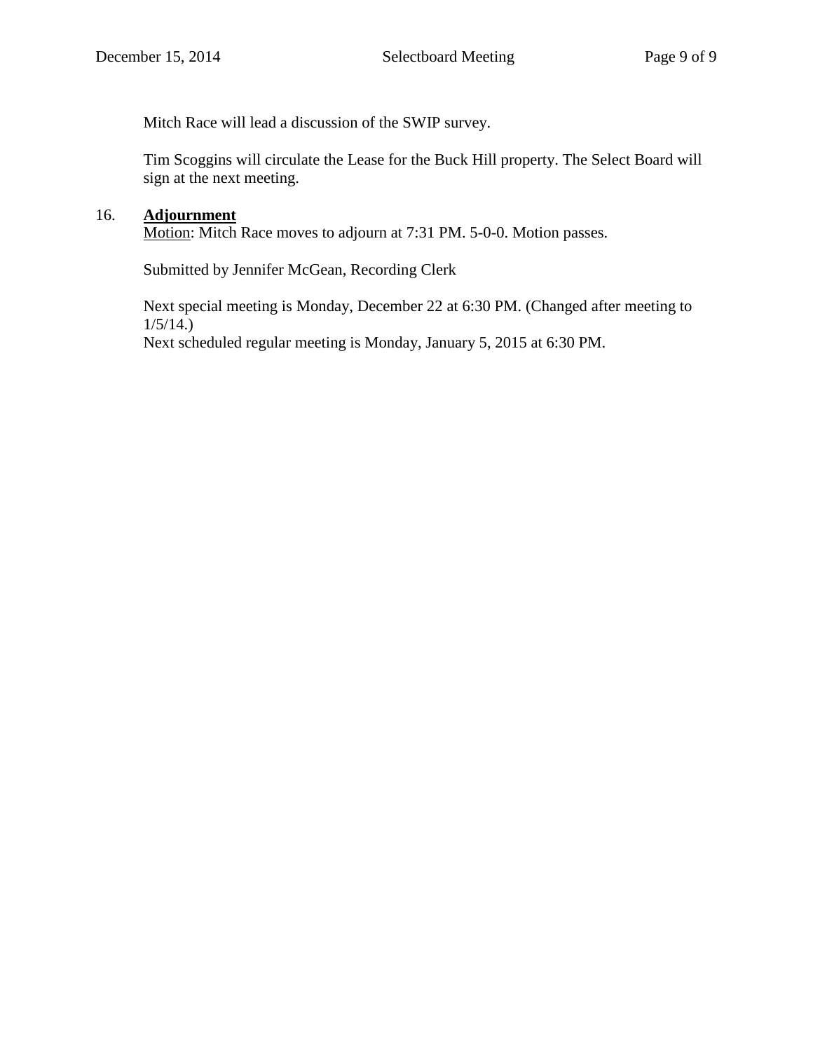Mitch Race will lead a discussion of the SWIP survey.

Tim Scoggins will circulate the Lease for the Buck Hill property. The Select Board will sign at the next meeting.

16. **Adjournment**

Motion: Mitch Race moves to adjourn at 7:31 PM. 5-0-0. Motion passes.

Submitted by Jennifer McGean, Recording Clerk

Next special meeting is Monday, December 22 at 6:30 PM. (Changed after meeting to 1/5/14.)
Next scheduled regular meeting is Monday, January 5, 2015 at 6:30 PM.